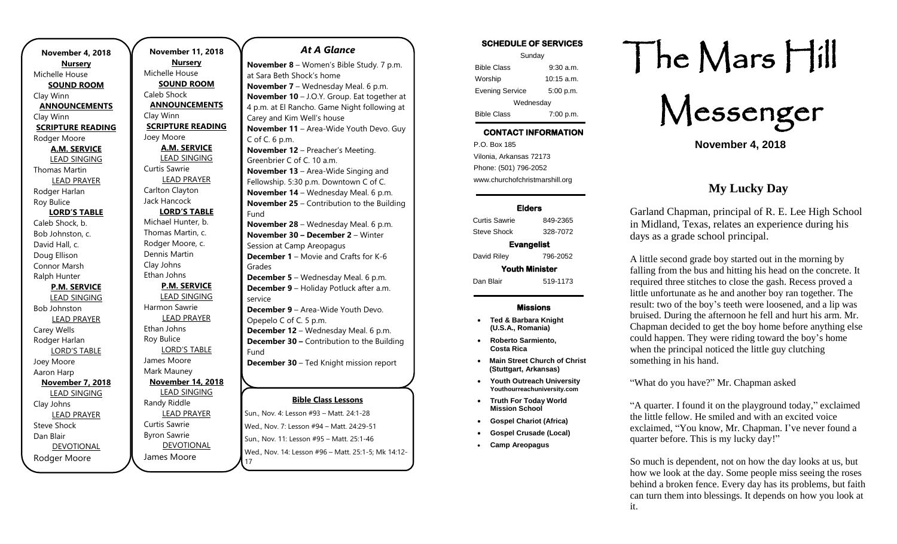**November 4, 2018**

**Nursery**
Michelle House

**SOUND ROOM**
Clay Winn

**ANNOUNCEMENTS**
Clay Winn

**SCRIPTURE READING**
Rodger Moore

**A.M. SERVICE**

LEAD SINGING
Thomas Martin

LEAD PRAYER
Rodger Harlan
Roy Bulice

**LORD'S TABLE**
Caleb Shock, b.
Bob Johnston, c.
David Hall, c.
Doug Ellison
Connor Marsh
Ralph Hunter

**P.M. SERVICE**

LEAD SINGING
Bob Johnston

LEAD PRAYER
Carey Wells
Rodger Harlan

LORD'S TABLE
Joey Moore
Aaron Harp

**November 7, 2018**

LEAD SINGING
Clay Johns

LEAD PRAYER
Steve Shock
Dan Blair

DEVOTIONAL
Rodger Moore

**November 11, 2018**

**Nursery**
Michelle House

**SOUND ROOM**
Caleb Shock

**ANNOUNCEMENTS**
Clay Winn

**SCRIPTURE READING**
Joey Moore

**A.M. SERVICE**

LEAD SINGING
Curtis Sawrie

LEAD PRAYER
Carlton Clayton
Jack Hancock

**LORD'S TABLE**
Michael Hunter, b.
Thomas Martin, c.
Rodger Moore, c.
Dennis Martin
Clay Johns
Ethan Johns

**P.M. SERVICE**

LEAD SINGING
Harmon Sawrie

LEAD PRAYER
Ethan Johns
Roy Bulice

LORD'S TABLE
James Moore
Mark Mauney

**November 14, 2018**

LEAD SINGING
Randy Riddle

LEAD PRAYER
Curtis Sawrie
Byron Sawrie

DEVOTIONAL
James Moore

## *At A Glance*

**November 8** – Women's Bible Study. 7 p.m. at Sara Beth Shock's home
**November 7** – Wednesday Meal. 6 p.m.
**November 10** – J.O.Y. Group. Eat together at 4 p.m. at El Rancho. Game Night following at Carey and Kim Well's house
**November 11** – Area-Wide Youth Devo. Guy C of C. 6 p.m.
**November 12** – Preacher's Meeting. Greenbrier C of C. 10 a.m.
**November 13** – Area-Wide Singing and Fellowship. 5:30 p.m. Downtown C of C.
**November 14** – Wednesday Meal. 6 p.m.
**November 25** – Contribution to the Building Fund
**November 28** – Wednesday Meal. 6 p.m.
**November 30 – December 2** – Winter Session at Camp Areopagus
**December 1** – Movie and Crafts for K-6 Grades
**December 5** – Wednesday Meal. 6 p.m.
**December 9** – Holiday Potluck after a.m. service
**December 9** – Area-Wide Youth Devo. Opepelo C of C. 5 p.m.
**December 12** – Wednesday Meal. 6 p.m.
**December 30 –** Contribution to the Building Fund
**December 30** – Ted Knight mission report

### Bible Class Lessons

Sun., Nov. 4: Lesson #93 – Matt. 24:1-28
Wed., Nov. 7: Lesson #94 – Matt. 24:29-51
Sun., Nov. 11: Lesson #95 – Matt. 25:1-46
Wed., Nov. 14: Lesson #96 – Matt. 25:1-5; Mk 14:12-17

### SCHEDULE OF SERVICES

| Sunday | |
|---|---|
| Bible Class | 9:30 a.m. |
| Worship | 10:15 a.m. |
| Evening Service | 5:00 p.m. |
| Wednesday | |
| Bible Class | 7:00 p.m. |

### CONTACT INFORMATION

P.O. Box 185
Vilonia, Arkansas 72173
Phone: (501) 796-2052
www.churchofchristmarshill.org

### Elders

| | |
|---|---|
| Curtis Sawrie | 849-2365 |
| Steve Shock | 328-7072 |

**Evangelist**

| | |
|---|---|
| David Riley | 796-2052 |

**Youth Minister**

| | |
|---|---|
| Dan Blair | 519-1173 |

### Missions

- **Ted & Barbara Knight (U.S.A., Romania)**
- **Roberto Sarmiento, Costa Rica**
- **Main Street Church of Christ (Stuttgart, Arkansas)**
- **Youth Outreach University Youthourreachuniversity.com**
- **Truth For Today World Mission School**
- **Gospel Chariot (Africa)**
- **Gospel Crusade (Local)**
- **Camp Areopagus**

# The Mars Hill Messenger

**November 4, 2018**

## My Lucky Day

Garland Chapman, principal of R. E. Lee High School in Midland, Texas, relates an experience during his days as a grade school principal.

A little second grade boy started out in the morning by falling from the bus and hitting his head on the concrete. It required three stitches to close the gash. Recess proved a little unfortunate as he and another boy ran together. The result: two of the boy's teeth were loosened, and a lip was bruised. During the afternoon he fell and hurt his arm. Mr. Chapman decided to get the boy home before anything else could happen. They were riding toward the boy's home when the principal noticed the little guy clutching something in his hand.

"What do you have?" Mr. Chapman asked

"A quarter. I found it on the playground today," exclaimed the little fellow. He smiled and with an excited voice exclaimed, "You know, Mr. Chapman. I've never found a quarter before. This is my lucky day!"

So much is dependent, not on how the day looks at us, but how we look at the day. Some people miss seeing the roses behind a broken fence. Every day has its problems, but faith can turn them into blessings. It depends on how you look at it.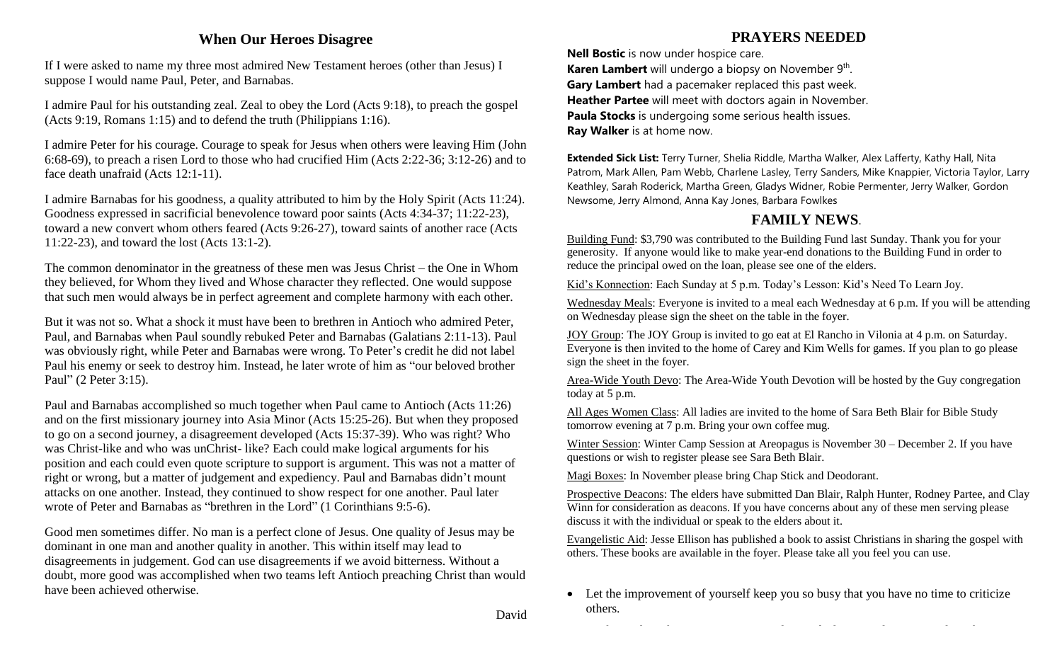## When Our Heroes Disagree

If I were asked to name my three most admired New Testament heroes (other than Jesus) I suppose I would name Paul, Peter, and Barnabas.

I admire Paul for his outstanding zeal. Zeal to obey the Lord (Acts 9:18), to preach the gospel (Acts 9:19, Romans 1:15) and to defend the truth (Philippians 1:16).

I admire Peter for his courage. Courage to speak for Jesus when others were leaving Him (John 6:68-69), to preach a risen Lord to those who had crucified Him (Acts 2:22-36; 3:12-26) and to face death unafraid (Acts 12:1-11).

I admire Barnabas for his goodness, a quality attributed to him by the Holy Spirit (Acts 11:24). Goodness expressed in sacrificial benevolence toward poor saints (Acts 4:34-37; 11:22-23), toward a new convert whom others feared (Acts 9:26-27), toward saints of another race (Acts 11:22-23), and toward the lost (Acts 13:1-2).

The common denominator in the greatness of these men was Jesus Christ – the One in Whom they believed, for Whom they lived and Whose character they reflected. One would suppose that such men would always be in perfect agreement and complete harmony with each other.

But it was not so. What a shock it must have been to brethren in Antioch who admired Peter, Paul, and Barnabas when Paul soundly rebuked Peter and Barnabas (Galatians 2:11-13). Paul was obviously right, while Peter and Barnabas were wrong. To Peter's credit he did not label Paul his enemy or seek to destroy him. Instead, he later wrote of him as "our beloved brother Paul" (2 Peter 3:15).

Paul and Barnabas accomplished so much together when Paul came to Antioch (Acts 11:26) and on the first missionary journey into Asia Minor (Acts 15:25-26). But when they proposed to go on a second journey, a disagreement developed (Acts 15:37-39). Who was right? Who was Christ-like and who was unChrist- like? Each could make logical arguments for his position and each could even quote scripture to support is argument. This was not a matter of right or wrong, but a matter of judgement and expediency. Paul and Barnabas didn't mount attacks on one another. Instead, they continued to show respect for one another. Paul later wrote of Peter and Barnabas as "brethren in the Lord" (1 Corinthians 9:5-6).

Good men sometimes differ. No man is a perfect clone of Jesus. One quality of Jesus may be dominant in one man and another quality in another. This within itself may lead to disagreements in judgement. God can use disagreements if we avoid bitterness. Without a doubt, more good was accomplished when two teams left Antioch preaching Christ than would have been achieved otherwise.

David

## PRAYERS NEEDED

**Nell Bostic** is now under hospice care.
**Karen Lambert** will undergo a biopsy on November 9th.
**Gary Lambert** had a pacemaker replaced this past week.
**Heather Partee** will meet with doctors again in November.
**Paula Stocks** is undergoing some serious health issues.
**Ray Walker** is at home now.

**Extended Sick List:** Terry Turner, Shelia Riddle, Martha Walker, Alex Lafferty, Kathy Hall, Nita Patrom, Mark Allen, Pam Webb, Charlene Lasley, Terry Sanders, Mike Knappier, Victoria Taylor, Larry Keathley, Sarah Roderick, Martha Green, Gladys Widner, Robie Permenter, Jerry Walker, Gordon Newsome, Jerry Almond, Anna Kay Jones, Barbara Fowlkes

## FAMILY NEWS.

Building Fund: $3,790 was contributed to the Building Fund last Sunday. Thank you for your generosity. If anyone would like to make year-end donations to the Building Fund in order to reduce the principal owed on the loan, please see one of the elders.

Kid's Konnection: Each Sunday at 5 p.m. Today's Lesson: Kid's Need To Learn Joy.

Wednesday Meals: Everyone is invited to a meal each Wednesday at 6 p.m. If you will be attending on Wednesday please sign the sheet on the table in the foyer.

JOY Group: The JOY Group is invited to go eat at El Rancho in Vilonia at 4 p.m. on Saturday. Everyone is then invited to the home of Carey and Kim Wells for games. If you plan to go please sign the sheet in the foyer.

Area-Wide Youth Devo: The Area-Wide Youth Devotion will be hosted by the Guy congregation today at 5 p.m.

All Ages Women Class: All ladies are invited to the home of Sara Beth Blair for Bible Study tomorrow evening at 7 p.m. Bring your own coffee mug.

Winter Session: Winter Camp Session at Areopagus is November 30 – December 2. If you have questions or wish to register please see Sara Beth Blair.

Magi Boxes: In November please bring Chap Stick and Deodorant.

Prospective Deacons: The elders have submitted Dan Blair, Ralph Hunter, Rodney Partee, and Clay Winn for consideration as deacons. If you have concerns about any of these men serving please discuss it with the individual or speak to the elders about it.

Evangelistic Aid: Jesse Ellison has published a book to assist Christians in sharing the gospel with others. These books are available in the foyer. Please take all you feel you can use.

- Let the improvement of yourself keep you so busy that you have no time to criticize others.